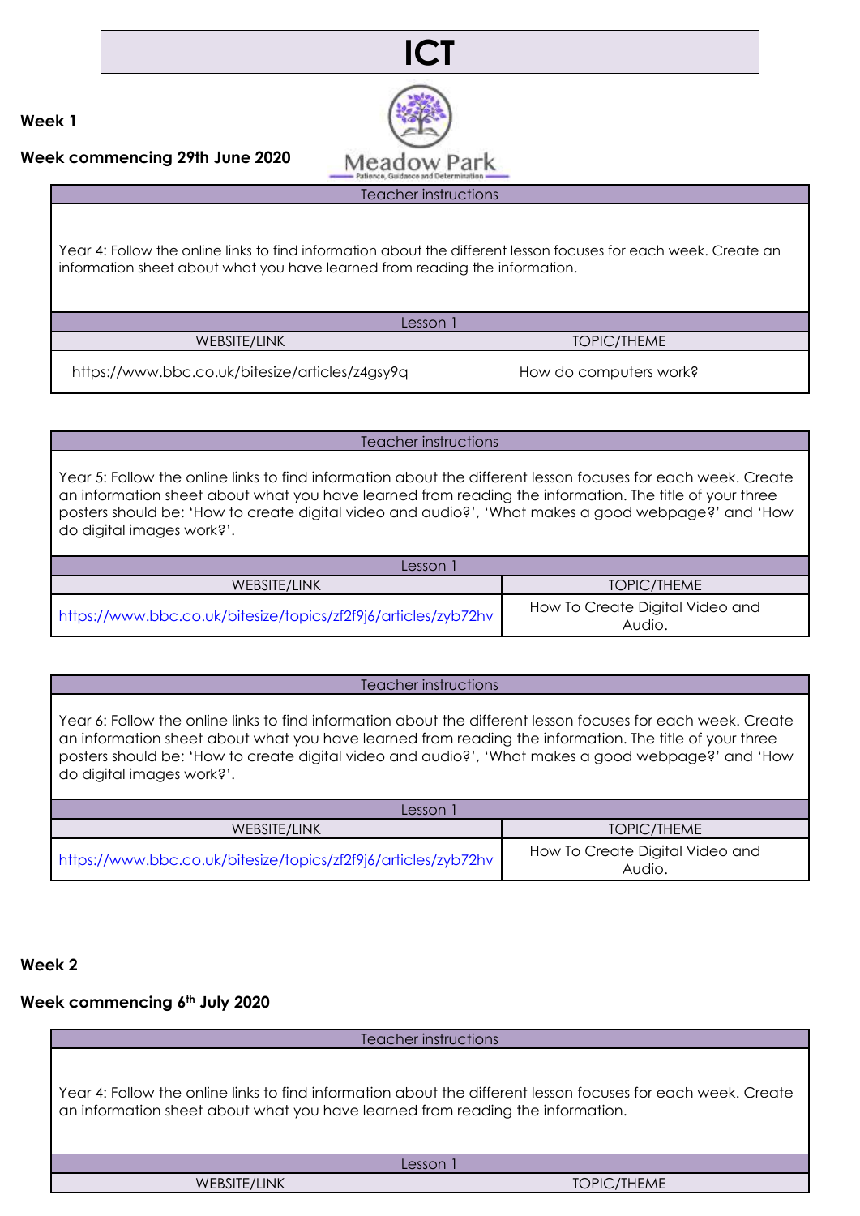# ICT

**Week 1**

**Week commencing 29th June 2020**

Meadow Park

Patience, Guidance and Determination

| Teacher instructions | |
|---|---|
| Year 4: Follow the online links to find information about the different lesson focuses for each week. Create an information sheet about what you have learned from reading the information. | |
| Lesson 1 | |
| WEBSITE/LINK | TOPIC/THEME |
| https://www.bbc.co.uk/bitesize/articles/z4gsy9q | How do computers work? |

| Teacher instructions | |
|---|---|
| Year 5: Follow the online links to find information about the different lesson focuses for each week. Create an information sheet about what you have learned from reading the information. The title of your three posters should be: 'How to create digital video and audio?', 'What makes a good webpage?' and 'How do digital images work?'. | |
| Lesson 1 | |
| WEBSITE/LINK | TOPIC/THEME |
| https://www.bbc.co.uk/bitesize/topics/zf2f9j6/articles/zyb72hv | How To Create Digital Video and Audio. |

| Teacher instructions | |
|---|---|
| Year 6: Follow the online links to find information about the different lesson focuses for each week. Create an information sheet about what you have learned from reading the information. The title of your three posters should be: 'How to create digital video and audio?', 'What makes a good webpage?' and 'How do digital images work?'. | |
| Lesson 1 | |
| WEBSITE/LINK | TOPIC/THEME |
| https://www.bbc.co.uk/bitesize/topics/zf2f9j6/articles/zyb72hv | How To Create Digital Video and Audio. |

**Week 2**

**Week commencing 6th July 2020**

| Teacher instructions | |
|---|---|
| Year 4: Follow the online links to find information about the different lesson focuses for each week. Create an information sheet about what you have learned from reading the information. | |
| Lesson 1 | |
| WEBSITE/LINK | TOPIC/THEME |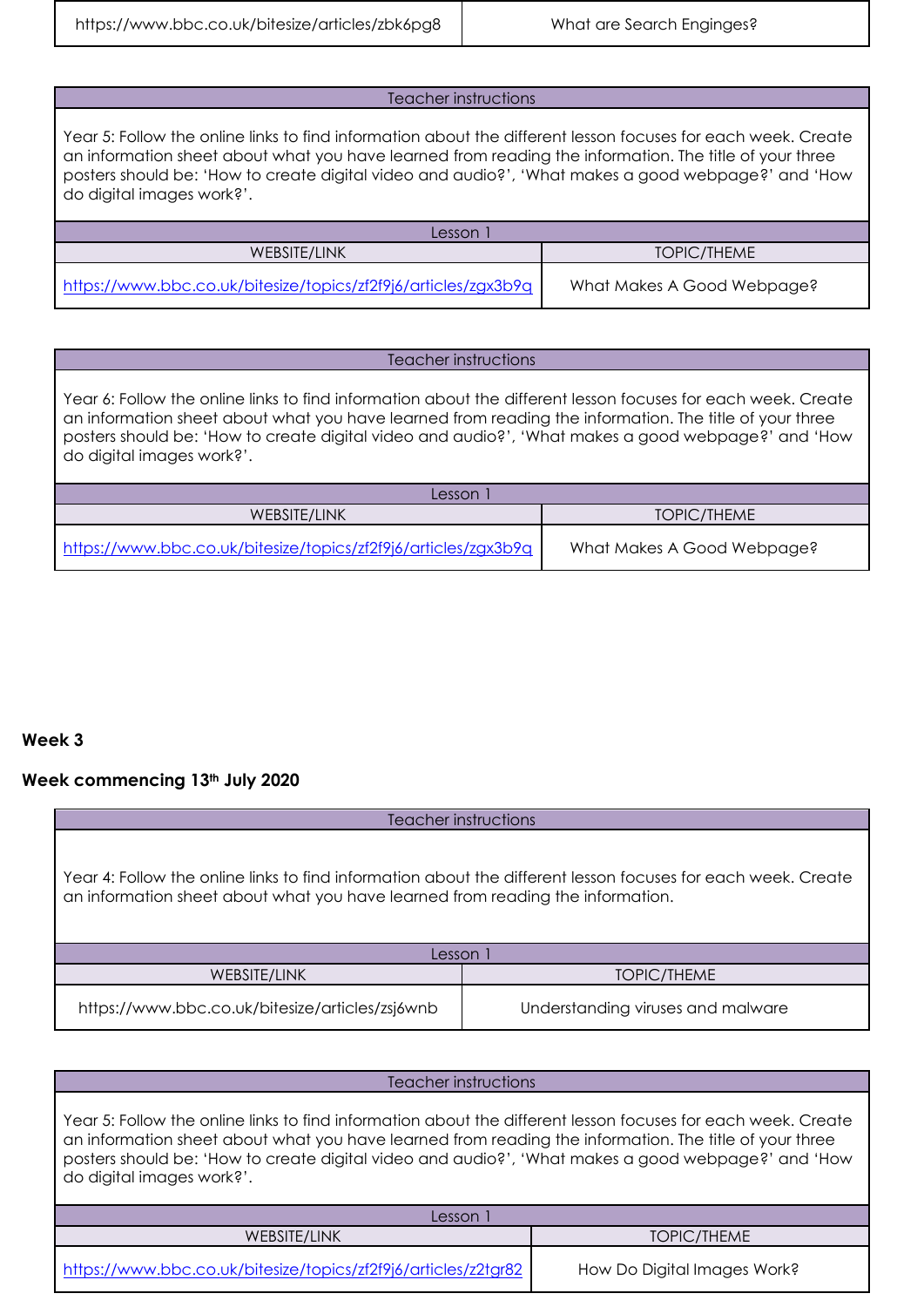| https://www.bbc.co.uk/bitesize/articles/zbk6pg8 | What are Search Engines? |
| --- | --- |

| Teacher instructions | |
| --- | --- |
| Year 5: Follow the online links to find information about the different lesson focuses for each week. Create an information sheet about what you have learned from reading the information. The title of your three posters should be: 'How to create digital video and audio?', 'What makes a good webpage?' and 'How do digital images work?'. | |
| Lesson 1 | |
| WEBSITE/LINK | TOPIC/THEME |
| https://www.bbc.co.uk/bitesize/topics/zf2f9j6/articles/zgx3b9q | What Makes A Good Webpage? |

| Teacher instructions | |
| --- | --- |
| Year 6: Follow the online links to find information about the different lesson focuses for each week. Create an information sheet about what you have learned from reading the information. The title of your three posters should be: 'How to create digital video and audio?', 'What makes a good webpage?' and 'How do digital images work?'. | |
| Lesson 1 | |
| WEBSITE/LINK | TOPIC/THEME |
| https://www.bbc.co.uk/bitesize/topics/zf2f9j6/articles/zgx3b9q | What Makes A Good Webpage? |

**Week 3**

**Week commencing 13th July 2020**

| Teacher instructions | |
| --- | --- |
| Year 4: Follow the online links to find information about the different lesson focuses for each week. Create an information sheet about what you have learned from reading the information. | |
| Lesson 1 | |
| WEBSITE/LINK | TOPIC/THEME |
| https://www.bbc.co.uk/bitesize/articles/zsj6wnb | Understanding viruses and malware |

| Teacher instructions | |
| --- | --- |
| Year 5: Follow the online links to find information about the different lesson focuses for each week. Create an information sheet about what you have learned from reading the information. The title of your three posters should be: 'How to create digital video and audio?', 'What makes a good webpage?' and 'How do digital images work?'. | |
| Lesson 1 | |
| WEBSITE/LINK | TOPIC/THEME |
| https://www.bbc.co.uk/bitesize/topics/zf2f9j6/articles/z2tgr82 | How Do Digital Images Work? |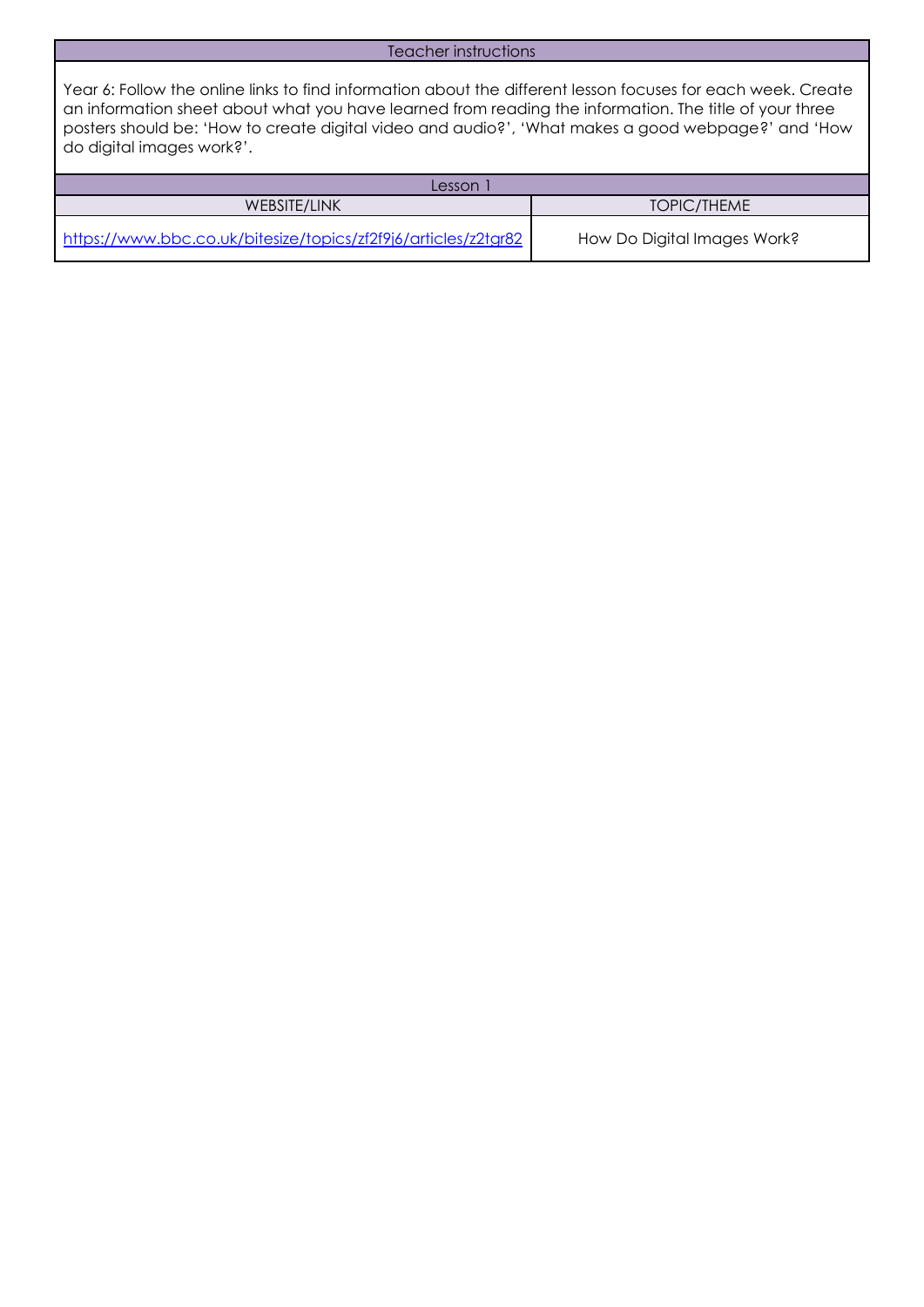| Teacher instructions |
|---|
| Year 6: Follow the online links to find information about the different lesson focuses for each week. Create an information sheet about what you have learned from reading the information. The title of your three posters should be: 'How to create digital video and audio?', 'What makes a good webpage?' and 'How do digital images work?'. |

| Lesson 1 | |
|---|---|
| WEBSITE/LINK | TOPIC/THEME |
| [https://www.bbc.co.uk/bitesize/topics/zf2f9j6/articles/z2tgr82](https://www.bbc.co.uk/bitesize/topics/zf2f9j6/articles/z2tgr82) | How Do Digital Images Work? |